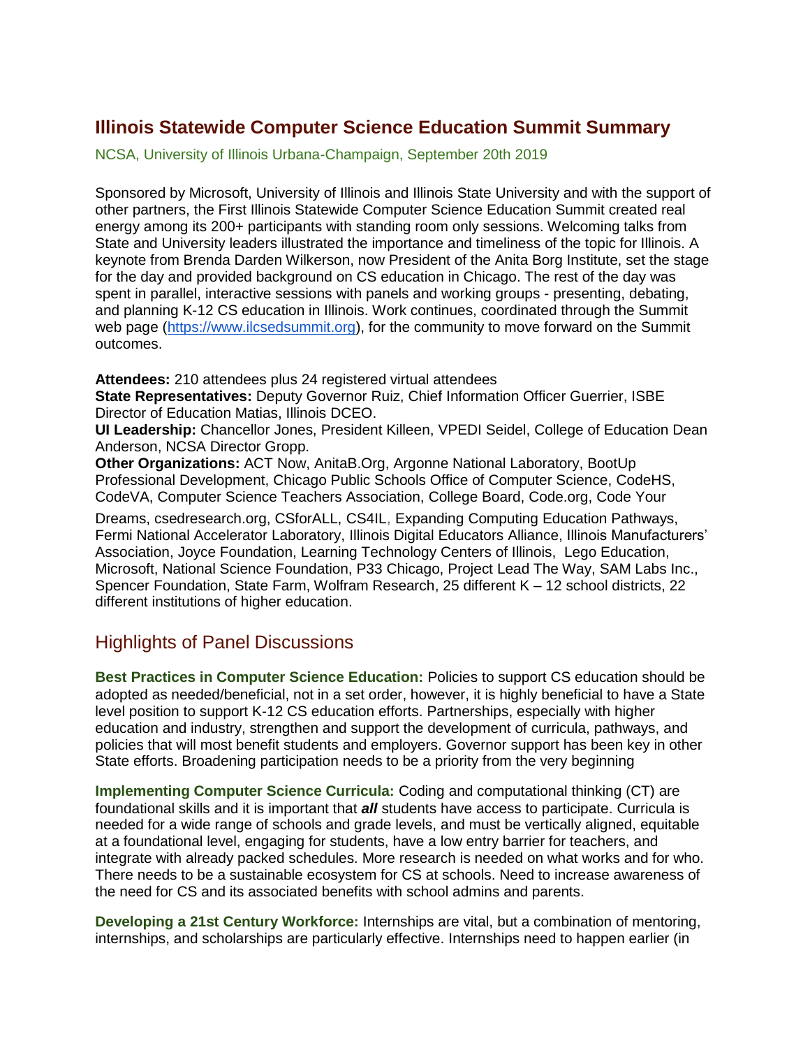# Illinois Statewide Computer Science Education Summit Summary

NCSA, University of Illinois Urbana-Champaign, September 20th 2019

Sponsored by Microsoft, University of Illinois and Illinois State University and with the support of other partners, the First Illinois Statewide Computer Science Education Summit created real energy among its 200+ participants with standing room only sessions. Welcoming talks from State and University leaders illustrated the importance and timeliness of the topic for Illinois. A keynote from Brenda Darden Wilkerson, now President of the Anita Borg Institute, set the stage for the day and provided background on CS education in Chicago. The rest of the day was spent in parallel, interactive sessions with panels and working groups - presenting, debating, and planning K-12 CS education in Illinois. Work continues, coordinated through the Summit web page (https://www.ilcsedsummit.org), for the community to move forward on the Summit outcomes.

**Attendees:** 210 attendees plus 24 registered virtual attendees
**State Representatives:** Deputy Governor Ruiz, Chief Information Officer Guerrier, ISBE Director of Education Matias, Illinois DCEO.
**UI Leadership:** Chancellor Jones, President Killeen, VPEDI Seidel, College of Education Dean Anderson, NCSA Director Gropp.
**Other Organizations:** ACT Now, AnitaB.Org, Argonne National Laboratory, BootUp Professional Development, Chicago Public Schools Office of Computer Science, CodeHS, CodeVA, Computer Science Teachers Association, College Board, Code.org, Code Your Dreams, csedresearch.org, CSforALL, CS4IL, Expanding Computing Education Pathways, Fermi National Accelerator Laboratory, Illinois Digital Educators Alliance, Illinois Manufacturers' Association, Joyce Foundation, Learning Technology Centers of Illinois, Lego Education, Microsoft, National Science Foundation, P33 Chicago, Project Lead The Way, SAM Labs Inc., Spencer Foundation, State Farm, Wolfram Research, 25 different K – 12 school districts, 22 different institutions of higher education.

## Highlights of Panel Discussions

**Best Practices in Computer Science Education:** Policies to support CS education should be adopted as needed/beneficial, not in a set order, however, it is highly beneficial to have a State level position to support K-12 CS education efforts. Partnerships, especially with higher education and industry, strengthen and support the development of curricula, pathways, and policies that will most benefit students and employers. Governor support has been key in other State efforts. Broadening participation needs to be a priority from the very beginning

**Implementing Computer Science Curricula:** Coding and computational thinking (CT) are foundational skills and it is important that ***all*** students have access to participate. Curricula is needed for a wide range of schools and grade levels, and must be vertically aligned, equitable at a foundational level, engaging for students, have a low entry barrier for teachers, and integrate with already packed schedules. More research is needed on what works and for who. There needs to be a sustainable ecosystem for CS at schools. Need to increase awareness of the need for CS and its associated benefits with school admins and parents.

**Developing a 21st Century Workforce:** Internships are vital, but a combination of mentoring, internships, and scholarships are particularly effective. Internships need to happen earlier (in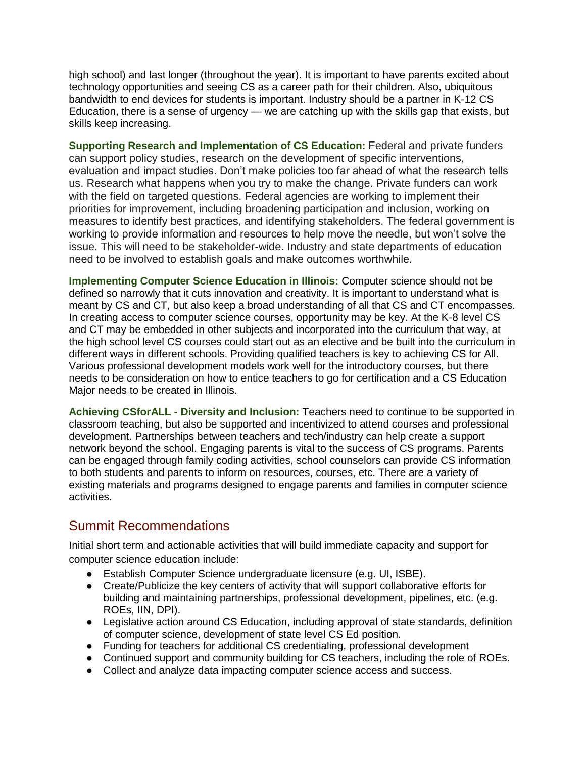high school) and last longer (throughout the year). It is important to have parents excited about technology opportunities and seeing CS as a career path for their children. Also, ubiquitous bandwidth to end devices for students is important. Industry should be a partner in K-12 CS Education, there is a sense of urgency — we are catching up with the skills gap that exists, but skills keep increasing.

**Supporting Research and Implementation of CS Education:** Federal and private funders can support policy studies, research on the development of specific interventions, evaluation and impact studies. Don't make policies too far ahead of what the research tells us. Research what happens when you try to make the change. Private funders can work with the field on targeted questions. Federal agencies are working to implement their priorities for improvement, including broadening participation and inclusion, working on measures to identify best practices, and identifying stakeholders. The federal government is working to provide information and resources to help move the needle, but won't solve the issue. This will need to be stakeholder-wide. Industry and state departments of education need to be involved to establish goals and make outcomes worthwhile.

**Implementing Computer Science Education in Illinois:** Computer science should not be defined so narrowly that it cuts innovation and creativity. It is important to understand what is meant by CS and CT, but also keep a broad understanding of all that CS and CT encompasses. In creating access to computer science courses, opportunity may be key. At the K-8 level CS and CT may be embedded in other subjects and incorporated into the curriculum that way, at the high school level CS courses could start out as an elective and be built into the curriculum in different ways in different schools. Providing qualified teachers is key to achieving CS for All. Various professional development models work well for the introductory courses, but there needs to be consideration on how to entice teachers to go for certification and a CS Education Major needs to be created in Illinois.

**Achieving CSforALL - Diversity and Inclusion:** Teachers need to continue to be supported in classroom teaching, but also be supported and incentivized to attend courses and professional development. Partnerships between teachers and tech/industry can help create a support network beyond the school. Engaging parents is vital to the success of CS programs. Parents can be engaged through family coding activities, school counselors can provide CS information to both students and parents to inform on resources, courses, etc. There are a variety of existing materials and programs designed to engage parents and families in computer science activities.

## Summit Recommendations

Initial short term and actionable activities that will build immediate capacity and support for computer science education include:

- Establish Computer Science undergraduate licensure (e.g. UI, ISBE).
- Create/Publicize the key centers of activity that will support collaborative efforts for building and maintaining partnerships, professional development, pipelines, etc. (e.g. ROEs, IIN, DPI).
- Legislative action around CS Education, including approval of state standards, definition of computer science, development of state level CS Ed position.
- Funding for teachers for additional CS credentialing, professional development
- Continued support and community building for CS teachers, including the role of ROEs.
- Collect and analyze data impacting computer science access and success.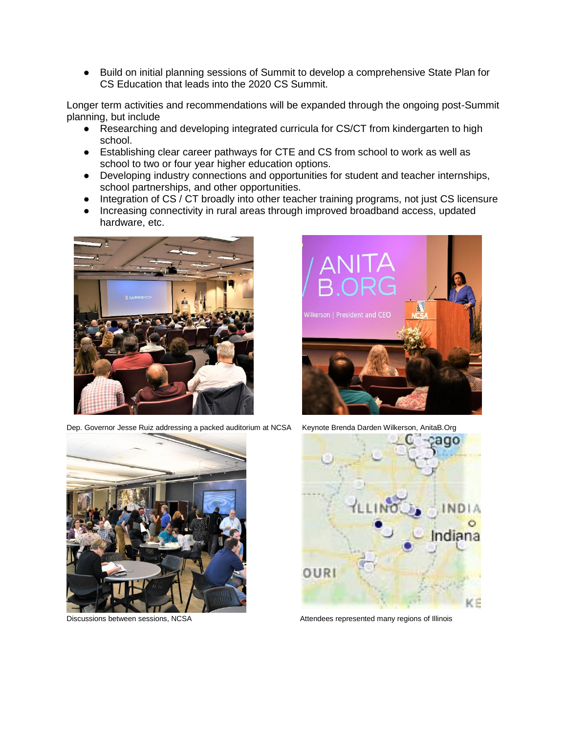- Build on initial planning sessions of Summit to develop a comprehensive State Plan for CS Education that leads into the 2020 CS Summit.

Longer term activities and recommendations will be expanded through the ongoing post-Summit planning, but include

- Researching and developing integrated curricula for CS/CT from kindergarten to high school.
- Establishing clear career pathways for CTE and CS from school to work as well as school to two or four year higher education options.
- Developing industry connections and opportunities for student and teacher internships, school partnerships, and other opportunities.
- Integration of CS / CT broadly into other teacher training programs, not just CS licensure
- Increasing connectivity in rural areas through improved broadband access, updated hardware, etc.

Dep. Governor Jesse Ruiz addressing a packed auditorium at NCSA

Keynote Brenda Darden Wilkerson, AnitaB.Org

Discussions between sessions, NCSA

Attendees represented many regions of Illinois